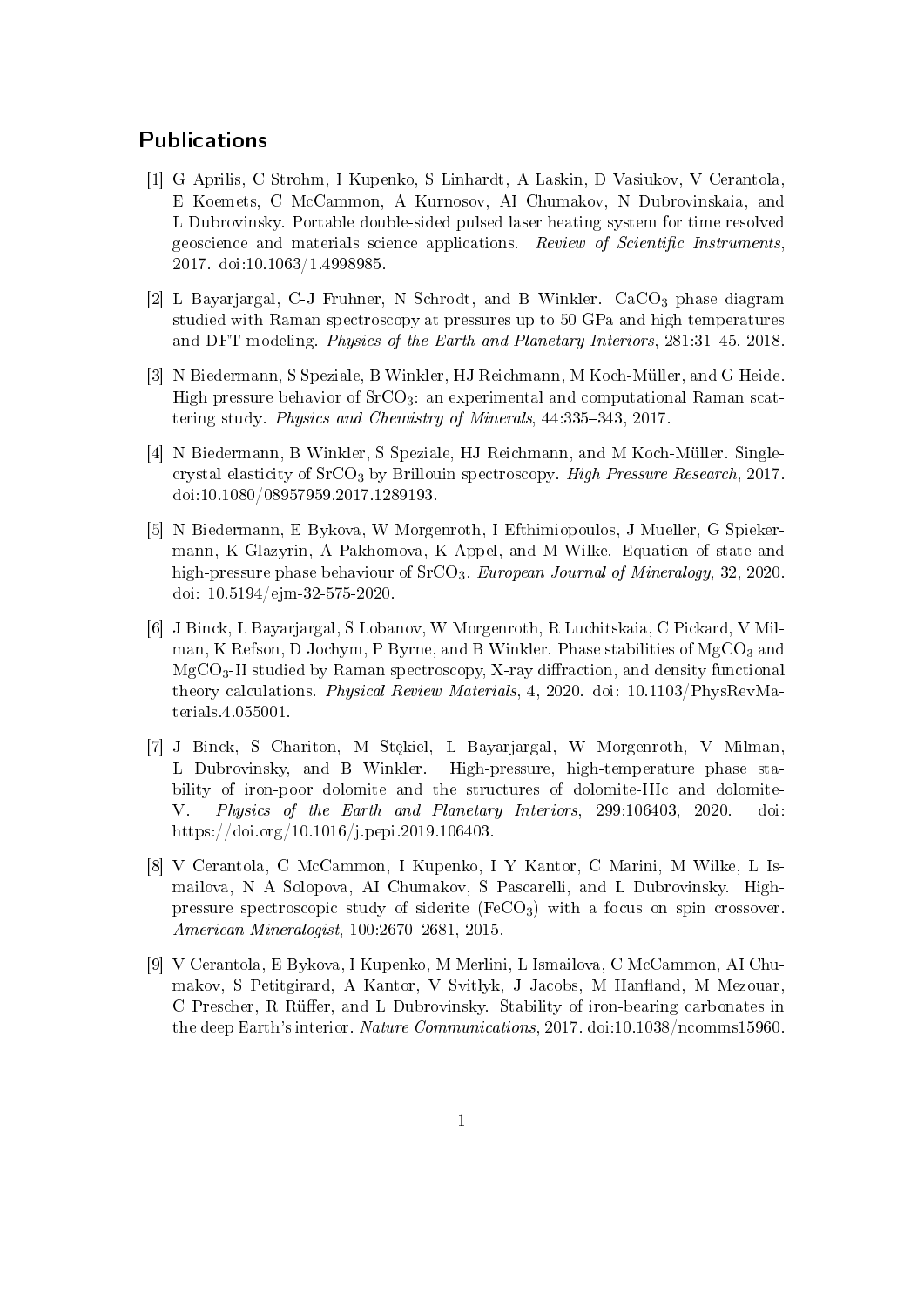## Publications

[1] G Aprilis, C Strohm, I Kupenko, S Linhardt, A Laskin, D Vasiukov, V Cerantola, E Koemets, C McCammon, A Kurnosov, AI Chumakov, N Dubrovinskaia, and L Dubrovinsky. Portable double-sided pulsed laser heating system for time resolved geoscience and materials science applications. *Review of Scientific Instruments*, 2017. doi:10.1063/1.4998985.

[2] L Bayarjargal, C-J Fruhner, N Schrodt, and B Winkler. $CaCO_3$ phase diagram studied with Raman spectroscopy at pressures up to 50 GPa and high temperatures and DFT modeling. *Physics of the Earth and Planetary Interiors*, 281:31–45, 2018.

[3] N Biedermann, S Speziale, B Winkler, HJ Reichmann, M Koch-Müller, and G Heide. High pressure behavior of $SrCO_3$: an experimental and computational Raman scattering study. *Physics and Chemistry of Minerals*, 44:335–343, 2017.

[4] N Biedermann, B Winkler, S Speziale, HJ Reichmann, and M Koch-Müller. Single-crystal elasticity of $SrCO_3$ by Brillouin spectroscopy. *High Pressure Research*, 2017. doi:10.1080/08957959.2017.1289193.

[5] N Biedermann, E Bykova, W Morgenroth, I Efthimiopoulos, J Mueller, G Spiekermann, K Glazyrin, A Pakhomova, K Appel, and M Wilke. Equation of state and high-pressure phase behaviour of $SrCO_3$. *European Journal of Mineralogy*, 32, 2020. doi: 10.5194/ejm-32-575-2020.

[6] J Binck, L Bayarjargal, S Lobanov, W Morgenroth, R Luchitskaia, C Pickard, V Milman, K Refson, D Jochym, P Byrne, and B Winkler. Phase stabilities of $MgCO_3$ and $MgCO_3$-II studied by Raman spectroscopy, X-ray diffraction, and density functional theory calculations. *Physical Review Materials*, 4, 2020. doi: 10.1103/PhysRevMaterials.4.055001.

[7] J Binck, S Chariton, M Stękiel, L Bayarjargal, W Morgenroth, V Milman, L Dubrovinsky, and B Winkler. High-pressure, high-temperature phase stability of iron-poor dolomite and the structures of dolomite-IIIc and dolomite-V. *Physics of the Earth and Planetary Interiors*, 299:106403, 2020. doi: https://doi.org/10.1016/j.pepi.2019.106403.

[8] V Cerantola, C McCammon, I Kupenko, I Y Kantor, C Marini, M Wilke, L Ismailova, N A Solopova, AI Chumakov, S Pascarelli, and L Dubrovinsky. High-pressure spectroscopic study of siderite ($FeCO_3$) with a focus on spin crossover. *American Mineralogist*, 100:2670–2681, 2015.

[9] V Cerantola, E Bykova, I Kupenko, M Merlini, L Ismailova, C McCammon, AI Chumakov, S Petitgirard, A Kantor, V Svitlyk, J Jacobs, M Hanfland, M Mezouar, C Prescher, R Rüffer, and L Dubrovinsky. Stability of iron-bearing carbonates in the deep Earth's interior. *Nature Communications*, 2017. doi:10.1038/ncomms15960.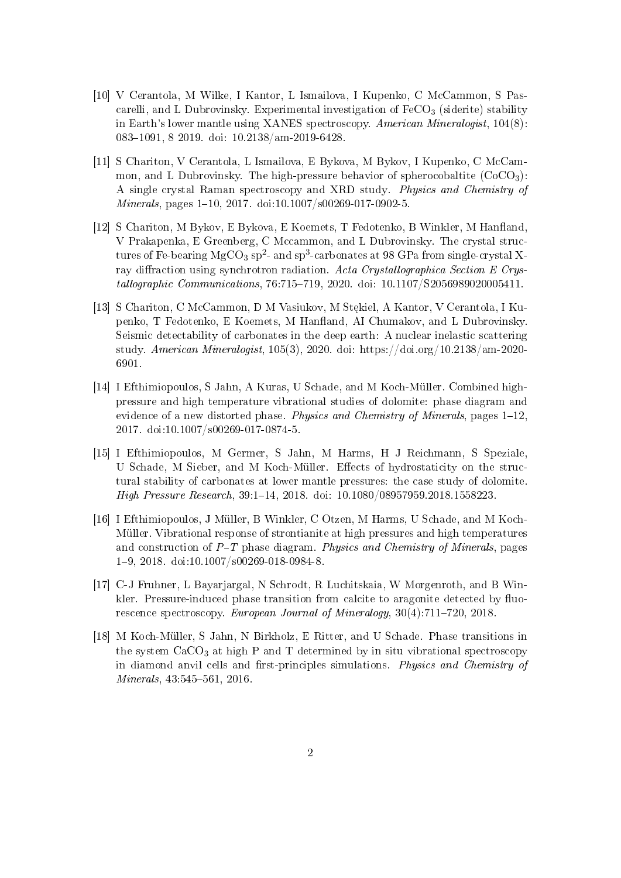[10] V Cerantola, M Wilke, I Kantor, L Ismailova, I Kupenko, C McCammon, S Pascarelli, and L Dubrovinsky. Experimental investigation of $FeCO_3$ (siderite) stability in Earth's lower mantle using XANES spectroscopy. *American Mineralogist*, 104(8): 083–1091, 8 2019. doi: 10.2138/am-2019-6428.

[11] S Chariton, V Cerantola, L Ismailova, E Bykova, M Bykov, I Kupenko, C McCammon, and L Dubrovinsky. The high-pressure behavior of spherocobaltite ($CoCO_3$): A single crystal Raman spectroscopy and XRD study. *Physics and Chemistry of Minerals*, pages 1–10, 2017. doi:10.1007/s00269-017-0902-5.

[12] S Chariton, M Bykov, E Bykova, E Koemets, T Fedotenko, B Winkler, M Hanfland, V Prakapenka, E Greenberg, C Mccammon, and L Dubrovinsky. The crystal structures of Fe-bearing $MgCO_3$ $sp^2$- and $sp^3$-carbonates at 98 GPa from single-crystal X-ray diffraction using synchrotron radiation. *Acta Crystallographica Section E Crystallographic Communications*, 76:715–719, 2020. doi: 10.1107/S2056989020005411.

[13] S Chariton, C McCammon, D M Vasiukov, M Stękiel, A Kantor, V Cerantola, I Kupenko, T Fedotenko, E Koemets, M Hanfland, AI Chumakov, and L Dubrovinsky. Seismic detectability of carbonates in the deep earth: A nuclear inelastic scattering study. *American Mineralogist*, 105(3), 2020. doi: https://doi.org/10.2138/am-2020-6901.

[14] I Efthimiopoulos, S Jahn, A Kuras, U Schade, and M Koch-Müller. Combined high-pressure and high temperature vibrational studies of dolomite: phase diagram and evidence of a new distorted phase. *Physics and Chemistry of Minerals*, pages 1–12, 2017. doi:10.1007/s00269-017-0874-5.

[15] I Efthimiopoulos, M Germer, S Jahn, M Harms, H J Reichmann, S Speziale, U Schade, M Sieber, and M Koch-Müller. Effects of hydrostaticity on the structural stability of carbonates at lower mantle pressures: the case study of dolomite. *High Pressure Research*, 39:1–14, 2018. doi: 10.1080/08957959.2018.1558223.

[16] I Efthimiopoulos, J Müller, B Winkler, C Otzen, M Harms, U Schade, and M Koch-Müller. Vibrational response of strontianite at high pressures and high temperatures and construction of $P$–$T$ phase diagram. *Physics and Chemistry of Minerals*, pages 1–9, 2018. doi:10.1007/s00269-018-0984-8.

[17] C-J Fruhner, L Bayarjargal, N Schrodt, R Luchitskaia, W Morgenroth, and B Winkler. Pressure-induced phase transition from calcite to aragonite detected by fluorescence spectroscopy. *European Journal of Mineralogy*, 30(4):711–720, 2018.

[18] M Koch-Müller, S Jahn, N Birkholz, E Ritter, and U Schade. Phase transitions in the system $CaCO_3$ at high P and T determined by in situ vibrational spectroscopy in diamond anvil cells and first-principles simulations. *Physics and Chemistry of Minerals*, 43:545–561, 2016.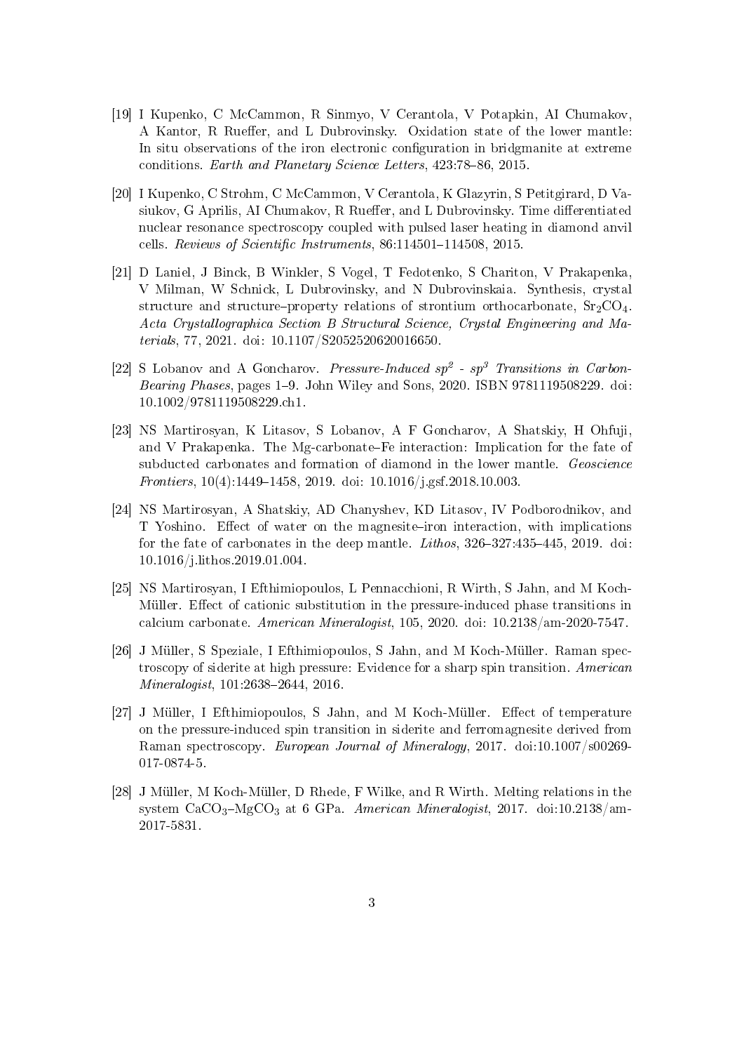[19] I Kupenko, C McCammon, R Sinmyo, V Cerantola, V Potapkin, AI Chumakov, A Kantor, R Rueffer, and L Dubrovinsky. Oxidation state of the lower mantle: In situ observations of the iron electronic configuration in bridgmanite at extreme conditions. *Earth and Planetary Science Letters*, 423:78–86, 2015.

[20] I Kupenko, C Strohm, C McCammon, V Cerantola, K Glazyrin, S Petitgirard, D Vasiukov, G Aprilis, AI Chumakov, R Rueffer, and L Dubrovinsky. Time differentiated nuclear resonance spectroscopy coupled with pulsed laser heating in diamond anvil cells. *Reviews of Scientific Instruments*, 86:114501–114508, 2015.

[21] D Laniel, J Binck, B Winkler, S Vogel, T Fedotenko, S Chariton, V Prakapenka, V Milman, W Schnick, L Dubrovinsky, and N Dubrovinskaia. Synthesis, crystal structure and structure–property relations of strontium orthocarbonate, $Sr_2CO_4$. *Acta Crystallographica Section B Structural Science, Crystal Engineering and Materials*, 77, 2021. doi: 10.1107/S2052520620016650.

[22] S Lobanov and A Goncharov. *Pressure-Induced $sp^2$ - $sp^3$ Transitions in Carbon-Bearing Phases*, pages 1–9. John Wiley and Sons, 2020. ISBN 9781119508229. doi: 10.1002/9781119508229.ch1.

[23] NS Martirosyan, K Litasov, S Lobanov, A F Goncharov, A Shatskiy, H Ohfuji, and V Prakapenka. The Mg-carbonate–Fe interaction: Implication for the fate of subducted carbonates and formation of diamond in the lower mantle. *Geoscience Frontiers*, 10(4):1449–1458, 2019. doi: 10.1016/j.gsf.2018.10.003.

[24] NS Martirosyan, A Shatskiy, AD Chanyshev, KD Litasov, IV Podborodnikov, and T Yoshino. Effect of water on the magnesite–iron interaction, with implications for the fate of carbonates in the deep mantle. *Lithos*, 326–327:435–445, 2019. doi: 10.1016/j.lithos.2019.01.004.

[25] NS Martirosyan, I Efthimiopoulos, L Pennacchioni, R Wirth, S Jahn, and M Koch-Müller. Effect of cationic substitution in the pressure-induced phase transitions in calcium carbonate. *American Mineralogist*, 105, 2020. doi: 10.2138/am-2020-7547.

[26] J Müller, S Speziale, I Efthimiopoulos, S Jahn, and M Koch-Müller. Raman spectroscopy of siderite at high pressure: Evidence for a sharp spin transition. *American Mineralogist*, 101:2638–2644, 2016.

[27] J Müller, I Efthimiopoulos, S Jahn, and M Koch-Müller. Effect of temperature on the pressure-induced spin transition in siderite and ferromagnesite derived from Raman spectroscopy. *European Journal of Mineralogy*, 2017. doi:10.1007/s00269-017-0874-5.

[28] J Müller, M Koch-Müller, D Rhede, F Wilke, and R Wirth. Melting relations in the system $CaCO_3$–$MgCO_3$ at 6 GPa. *American Mineralogist*, 2017. doi:10.2138/am-2017-5831.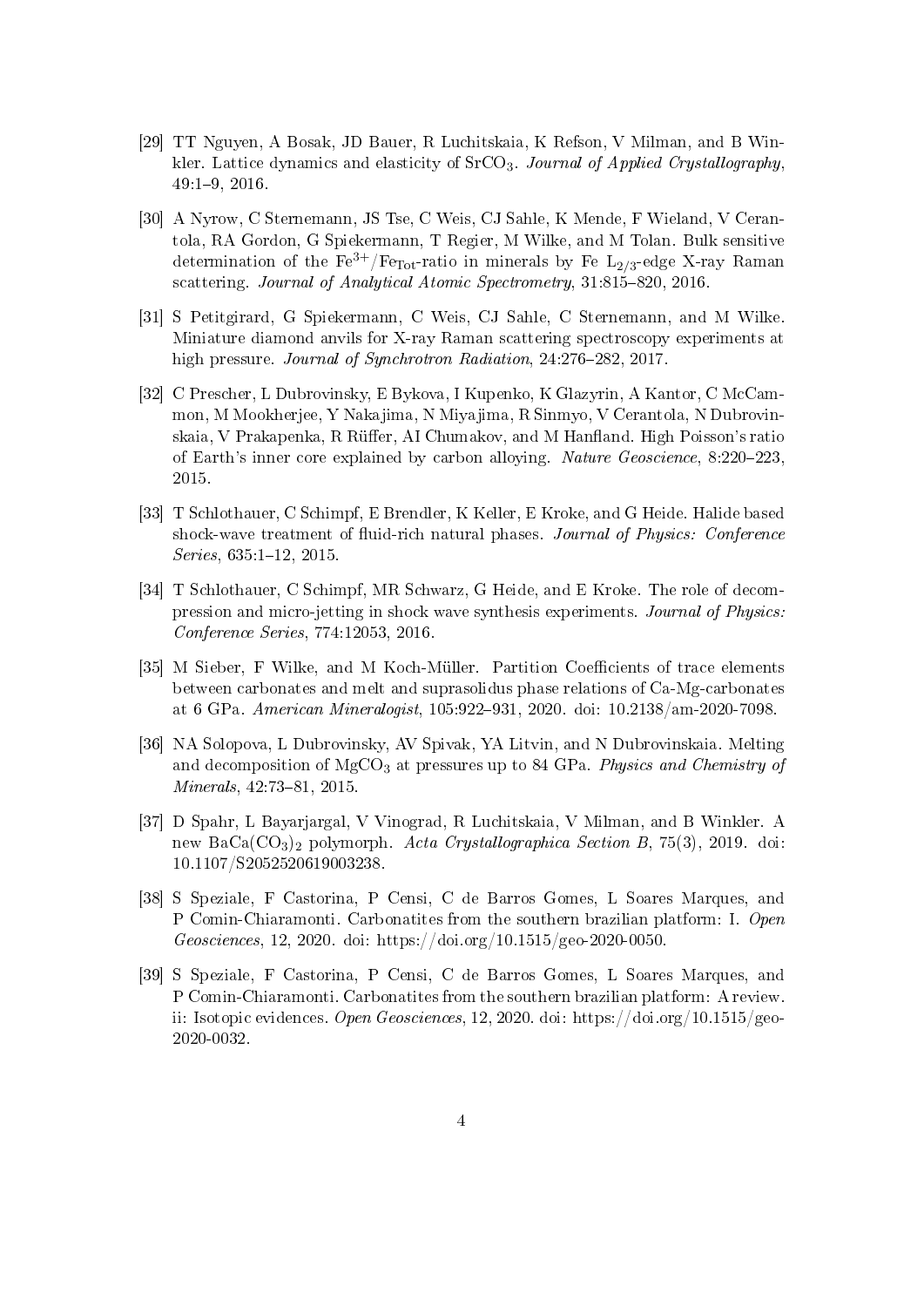[29] TT Nguyen, A Bosak, JD Bauer, R Luchitskaia, K Refson, V Milman, and B Winkler. Lattice dynamics and elasticity of $SrCO_3$. *Journal of Applied Crystallography*, 49:1–9, 2016.

[30] A Nyrow, C Sternemann, JS Tse, C Weis, CJ Sahle, K Mende, F Wieland, V Cerantola, RA Gordon, G Spiekermann, T Regier, M Wilke, and M Tolan. Bulk sensitive determination of the $Fe^{3+}/Fe_{Tot}$-ratio in minerals by Fe $L_{2/3}$-edge X-ray Raman scattering. *Journal of Analytical Atomic Spectrometry*, 31:815–820, 2016.

[31] S Petitgirard, G Spiekermann, C Weis, CJ Sahle, C Sternemann, and M Wilke. Miniature diamond anvils for X-ray Raman scattering spectroscopy experiments at high pressure. *Journal of Synchrotron Radiation*, 24:276–282, 2017.

[32] C Prescher, L Dubrovinsky, E Bykova, I Kupenko, K Glazyrin, A Kantor, C McCammon, M Mookherjee, Y Nakajima, N Miyajima, R Sinmyo, V Cerantola, N Dubrovinskaia, V Prakapenka, R Rüffer, AI Chumakov, and M Hanfland. High Poisson's ratio of Earth's inner core explained by carbon alloying. *Nature Geoscience*, 8:220–223, 2015.

[33] T Schlothauer, C Schimpf, E Brendler, K Keller, E Kroke, and G Heide. Halide based shock-wave treatment of fluid-rich natural phases. *Journal of Physics: Conference Series*, 635:1–12, 2015.

[34] T Schlothauer, C Schimpf, MR Schwarz, G Heide, and E Kroke. The role of decompression and micro-jetting in shock wave synthesis experiments. *Journal of Physics: Conference Series*, 774:12053, 2016.

[35] M Sieber, F Wilke, and M Koch-Müller. Partition Coefficients of trace elements between carbonates and melt and suprasolidus phase relations of Ca-Mg-carbonates at 6 GPa. *American Mineralogist*, 105:922–931, 2020. doi: 10.2138/am-2020-7098.

[36] NA Solopova, L Dubrovinsky, AV Spivak, YA Litvin, and N Dubrovinskaia. Melting and decomposition of $MgCO_3$ at pressures up to 84 GPa. *Physics and Chemistry of Minerals*, 42:73–81, 2015.

[37] D Spahr, L Bayarjargal, V Vinograd, R Luchitskaia, V Milman, and B Winkler. A new $BaCa(CO_3)_2$ polymorph. *Acta Crystallographica Section B*, 75(3), 2019. doi: 10.1107/S2052520619003238.

[38] S Speziale, F Castorina, P Censi, C de Barros Gomes, L Soares Marques, and P Comin-Chiaramonti. Carbonatites from the southern brazilian platform: I. *Open Geosciences*, 12, 2020. doi: https://doi.org/10.1515/geo-2020-0050.

[39] S Speziale, F Castorina, P Censi, C de Barros Gomes, L Soares Marques, and P Comin-Chiaramonti. Carbonatites from the southern brazilian platform: A review. ii: Isotopic evidences. *Open Geosciences*, 12, 2020. doi: https://doi.org/10.1515/geo-2020-0032.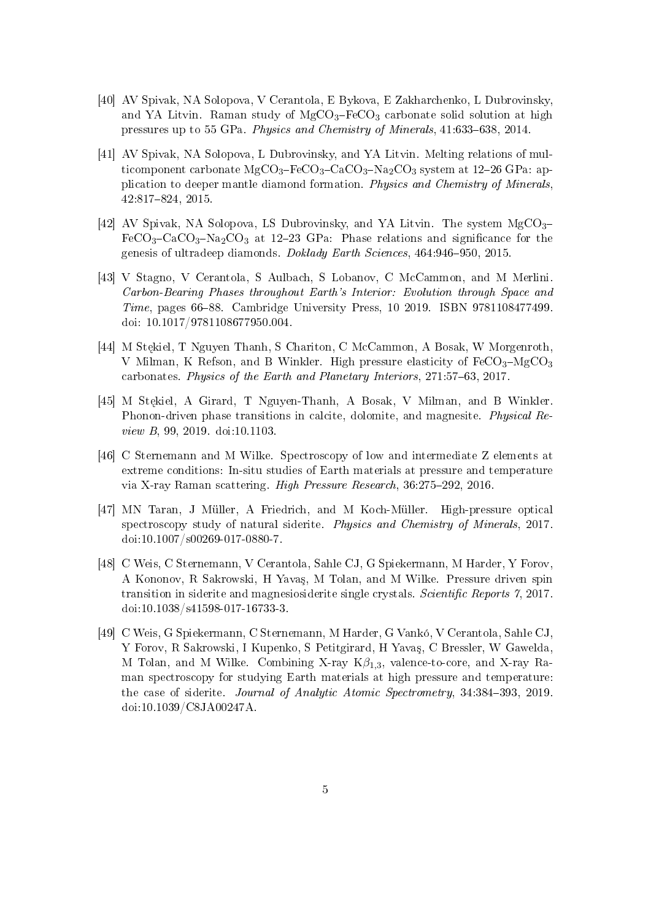[40] AV Spivak, NA Solopova, V Cerantola, E Bykova, E Zakharchenko, L Dubrovinsky, and YA Litvin. Raman study of $MgCO_3$–$FeCO_3$ carbonate solid solution at high pressures up to 55 GPa. *Physics and Chemistry of Minerals*, 41:633–638, 2014.

[41] AV Spivak, NA Solopova, L Dubrovinsky, and YA Litvin. Melting relations of multicomponent carbonate $MgCO_3$–$FeCO_3$–$CaCO_3$–$Na_2CO_3$ system at 12–26 GPa: application to deeper mantle diamond formation. *Physics and Chemistry of Minerals*, 42:817–824, 2015.

[42] AV Spivak, NA Solopova, LS Dubrovinsky, and YA Litvin. The system $MgCO_3$–$FeCO_3$–$CaCO_3$–$Na_2CO_3$ at 12–23 GPa: Phase relations and significance for the genesis of ultradeep diamonds. *Doklady Earth Sciences*, 464:946–950, 2015.

[43] V Stagno, V Cerantola, S Aulbach, S Lobanov, C McCammon, and M Merlini. *Carbon-Bearing Phases throughout Earth's Interior: Evolution through Space and Time*, pages 66–88. Cambridge University Press, 10 2019. ISBN 9781108477499. doi: 10.1017/9781108677950.004.

[44] M Stękiel, T Nguyen Thanh, S Chariton, C McCammon, A Bosak, W Morgenroth, V Milman, K Refson, and B Winkler. High pressure elasticity of $FeCO_3$–$MgCO_3$ carbonates. *Physics of the Earth and Planetary Interiors*, 271:57–63, 2017.

[45] M Stękiel, A Girard, T Nguyen-Thanh, A Bosak, V Milman, and B Winkler. Phonon-driven phase transitions in calcite, dolomite, and magnesite. *Physical Review B*, 99, 2019. doi:10.1103.

[46] C Sternemann and M Wilke. Spectroscopy of low and intermediate Z elements at extreme conditions: In-situ studies of Earth materials at pressure and temperature via X-ray Raman scattering. *High Pressure Research*, 36:275–292, 2016.

[47] MN Taran, J Müller, A Friedrich, and M Koch-Müller. High-pressure optical spectroscopy study of natural siderite. *Physics and Chemistry of Minerals*, 2017. doi:10.1007/s00269-017-0880-7.

[48] C Weis, C Sternemann, V Cerantola, Sahle CJ, G Spiekermann, M Harder, Y Forov, A Kononov, R Sakrowski, H Yavaş, M Tolan, and M Wilke. Pressure driven spin transition in siderite and magnesiosiderite single crystals. *Scientific Reports 7*, 2017. doi:10.1038/s41598-017-16733-3.

[49] C Weis, G Spiekermann, C Sternemann, M Harder, G Vankó, V Cerantola, Sahle CJ, Y Forov, R Sakrowski, I Kupenko, S Petitgirard, H Yavaş, C Bressler, W Gawelda, M Tolan, and M Wilke. Combining X-ray $K\beta_{1,3}$, valence-to-core, and X-ray Raman spectroscopy for studying Earth materials at high pressure and temperature: the case of siderite. *Journal of Analytic Atomic Spectrometry*, 34:384–393, 2019. doi:10.1039/C8JA00247A.